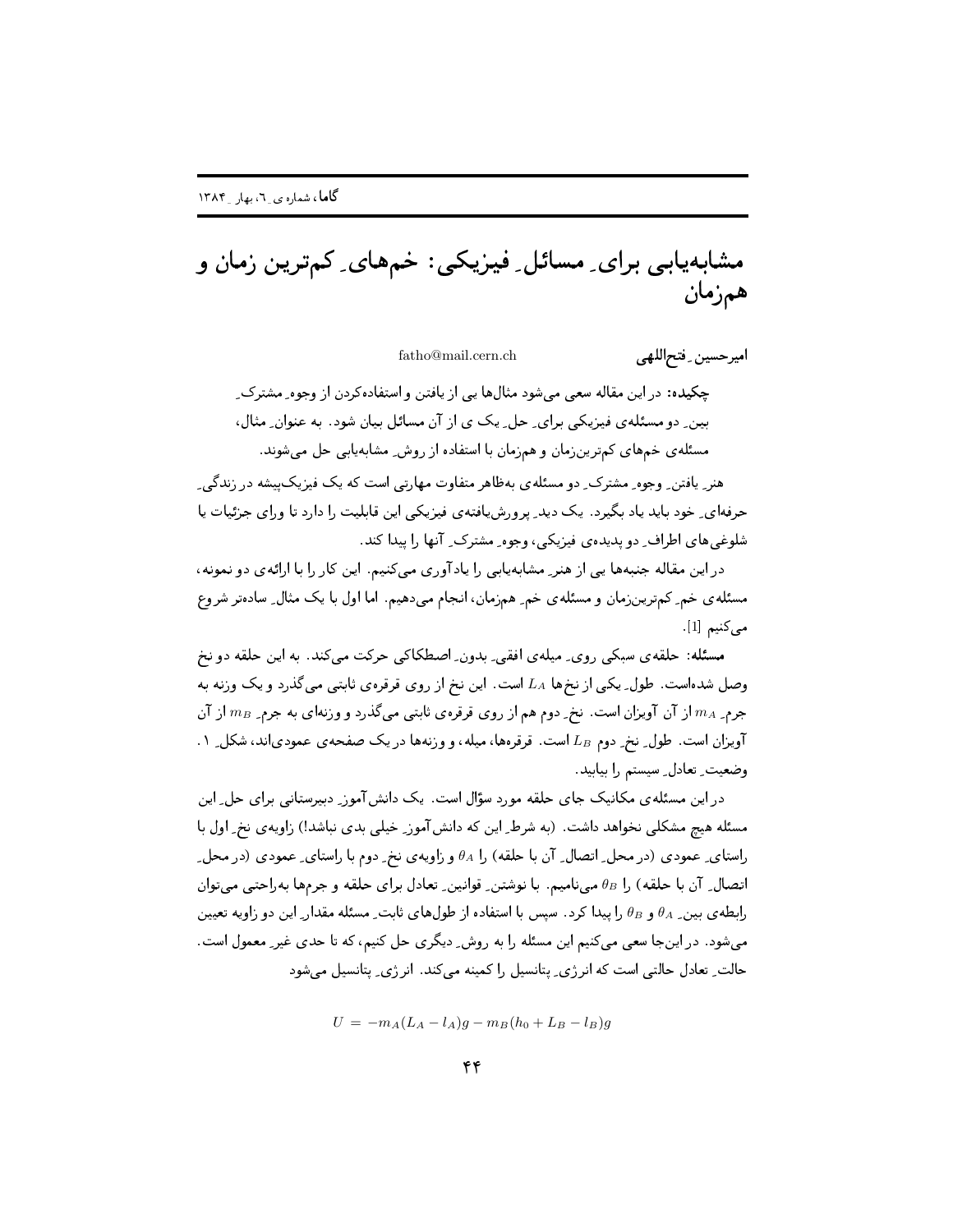# مشابه‌یابی برای ِ مسائل ِ فیزیکی: خم‌های ِ کم‌ترین زمان و هم‌زمان

**امیرحسین ِ فتح‌اللهی** fatho@mail.cern.ch

**چکیده:** در این مقاله سعی می‌شود مثال‌ها یی از یافتن و استفاده‌کردن از وجوه ِ مشترک ِ بین ِ دو مسئله‌ی فیزیکی برای ِ حل ِ یک ی از آن مسائل بیان شود. به عنوان ِ مثال، مسئله‌ی خم‌های کم‌ترین‌زمان و هم‌زمان با استفاده از روش ِ مشابه‌یابی حل می‌شوند.

هنر ِ یافتن ِ وجوه ِ مشترک ِ دو مسئله‌ی به‌ظاهر متفاوت مهارتی است که یک فیزیک‌پیشه در زندگی ِ حرفه‌ای ِ خود باید یاد بگیرد. یک دید ِ پرورش‌یافته‌ی فیزیکی این قابلیت را دارد تا ورای جزئیات یا شلوغی‌های اطراف ِ دو پدیده‌ی فیزیکی، وجوه ِ مشترک ِ آنها را پیدا کند.

در این مقاله جنبه‌ها یی از هنر ِ مشابه‌یابی را یادآوری می‌کنیم. این کار را با ارائه‌ی دو نمونه، مسئله‌ی خم ِ کم‌ترین‌زمان و مسئله‌ی خم ِ هم‌زمان، انجام می‌دهیم. اما اول با یک مثال ِ ساده‌تر شروع می‌کنیم [1].

**مسئله:** حلقه‌ی سبکی روی ِ میله‌ی افقی ِ بدون ِ اصطکاکی حرکت می‌کند. به این حلقه دو نخ وصل شده‌است. طول ِ یکی از نخ‌ها $L_A$ است. این نخ از روی قرقره‌ی ثابتی می‌گذرد و یک وزنه به جرم ِ $m_A$ از آن آویزان است. نخ ِ دوم هم از روی قرقره‌ی ثابتی می‌گذرد و وزنه‌ای به جرم ِ $m_B$ از آن آویزان است. طول ِ نخ ِ دوم $L_B$ است. قرقره‌ها، میله، و وزنه‌ها در یک صفحه‌ی عمودی‌اند، شکل ِ ۱. وضعیت ِ تعادل ِ سیستم را بیابید.

در این مسئله‌ی مکانیک جای حلقه مورد سؤال است. یک دانش‌آموز ِ دبیرستانی برای حل ِ این مسئله هیچ مشکلی نخواهد داشت. (به شرط ِ این که دانش‌آموز ِ خیلی بدی نباشد!) زاویه‌ی نخ ِ اول با راستای ِ عمودی (در محل ِ اتصال ِ آن با حلقه) را $\theta_A$ و زاویه‌ی نخ ِ دوم با راستای ِ عمودی (در محل ِ اتصال ِ آن با حلقه) را $\theta_B$ می‌نامیم. با نوشتن ِ قوانین ِ تعادل برای حلقه و جرم‌ها به‌راحتی می‌توان رابطه‌ی بین ِ $\theta_A$ و $\theta_B$ را پیدا کرد. سپس با استفاده از طول‌های ثابت ِ مسئله مقدار ِ این دو زاویه تعیین می‌شود. در این‌جا سعی می‌کنیم این مسئله را به روش ِ دیگری حل کنیم، که تا حدی غیر ِ معمول است. حالت ِ تعادل حالتی است که انرژی ِ پتانسیل را کمینه می‌کند. انرژی ِ پتانسیل می‌شود

$$U = -m_A(L_A - l_A)g - m_B(h_0 + L_B - l_B)g$$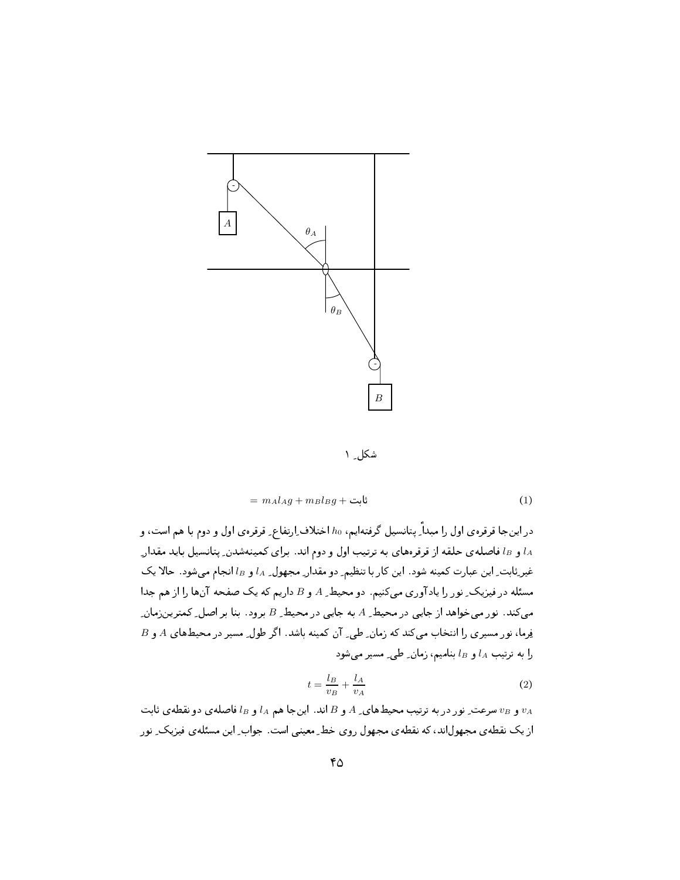شکلِ ۱

$$= m_A l_A g + m_B l_B g + \text{ثابت} \tag{1}$$

در این‌جا قرقره‌ی اول را مبدأِ پتانسیل گرفته‌ایم، $h_0$ اختلاف‌ِارتفاعِ قرقره‌ی اول و دوم با هم است، و $l_A$ و $l_B$ فاصله‌ی حلقه از قرقره‌های به ترتیب اول و دوم اند. برای کمینه‌شدنِ پتانسیل باید مقدارِ غیرِثابتِ این عبارت کمینه شود. این کار با تنظیمِ دو مقدارِ مجهولِ $l_A$ و $l_B$ انجام می‌شود. حالا یک مسئله در فیزیکِ نور را یادآوری می‌کنیم. دو محیطِ $A$ و $B$ داریم که یک صفحه آن‌ها را از هم جدا می‌کند. نور می‌خواهد از جایی در محیطِ $A$ به جایی در محیطِ $B$ برود. بنا بر اصلِ کمترین‌زمانِ فِرما، نور مسیری را انتخاب می‌کند که زمانِ طیِ آن کمینه باشد. اگر طولِ مسیر در محیط‌های $A$ و $B$ را به ترتیب $l_A$ و $l_B$ بنامیم، زمانِ طیِ مسیر می‌شود

$$t = \frac{l_B}{v_B} + \frac{l_A}{v_A} \tag{2}$$

$v_A$ و $v_B$ سرعتِ نور در به ترتیب محیط‌هایِ $A$ و $B$ اند. این‌جا هم $l_A$ و $l_B$ فاصله‌ی دو نقطه‌ی ثابت از یک نقطه‌ی مجهول‌اند، که نقطه‌ی مجهول روی خطِ معینی است. جوابِ این مسئله‌ی فیزیکِ نور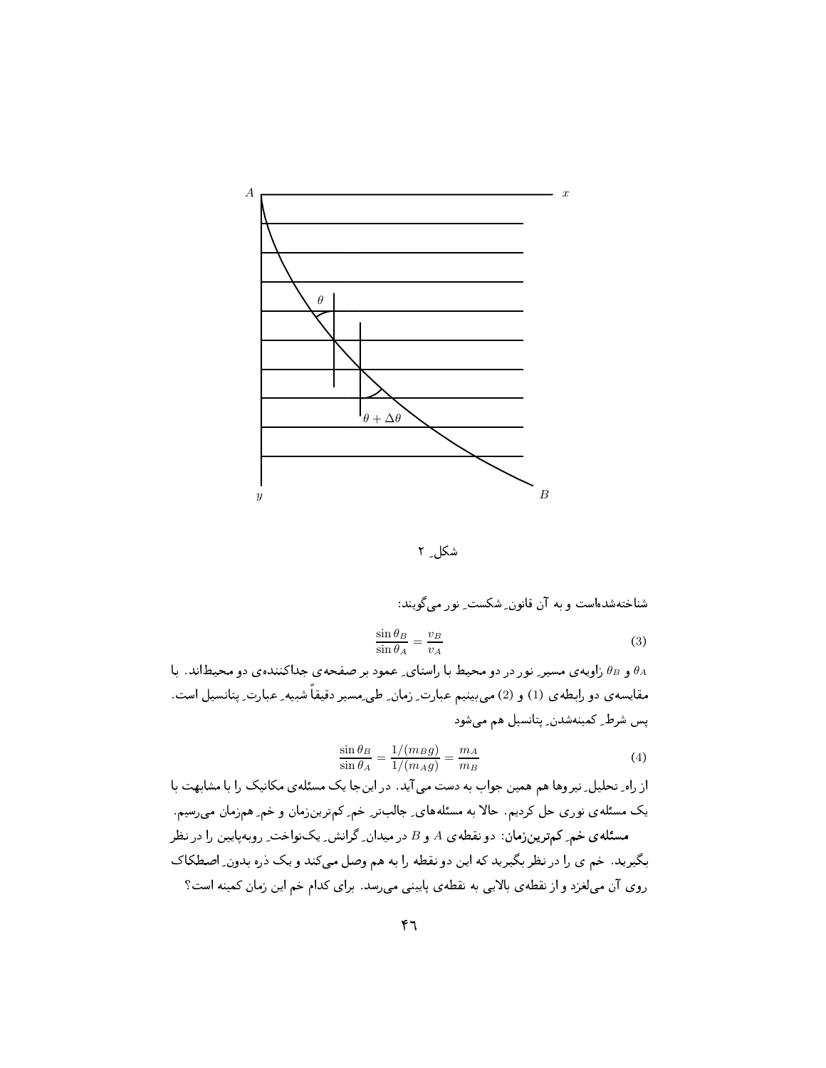شکل ۲

شناخته‌شده‌است و به آن قانونِ شکستِ نور می‌گویند:

$$\frac{\sin\theta_B}{\sin\theta_A} = \frac{v_B}{v_A} \qquad (3)$$

$\theta_A$ و $\theta_B$ زاویه‌ی مسیرِ نور در دو محیط با راستایِ عمود بر صفحه‌ی جداکننده‌ی دو محیط‌اند. با مقایسه‌ی دو رابطه‌ی (1) و (2) می‌بینیم عبارتِ زمانِ طیِ‌مسیر دقیقاً شبیهِ عبارتِ پتانسیل است. پس شرطِ کمینه‌شدنِ پتانسیل هم می‌شود

$$\frac{\sin\theta_B}{\sin\theta_A} = \frac{1/(m_B g)}{1/(m_A g)} = \frac{m_A}{m_B} \qquad (4)$$

از راهِ تحلیلِ نیروها هم همین جواب به دست می‌آید. در این‌جا یک مسئله‌ی مکانیک را با مشابهت با یک مسئله‌ی نوری حل کردیم. حالا به مسئله‌های جالب‌ترِ خمِ کم‌ترین‌زمان و خمِ هم‌زمان می‌رسیم.

**مسئله‌ی خمِ کم‌ترین‌زمان:** دو نقطه‌ی $A$ و $B$ در میدانِ گرانشِ یک‌نواختِ روبه‌پایین را در نظر بگیرید. خم ی را در نظر بگیرید که این دو نقطه را به هم وصل می‌کند و یک ذره بدونِ اصطکاک روی آن می‌لغزد و از نقطه‌ی بالایی به نقطه‌ی پایینی می‌رسد. برای کدام خم این زمان کمینه است؟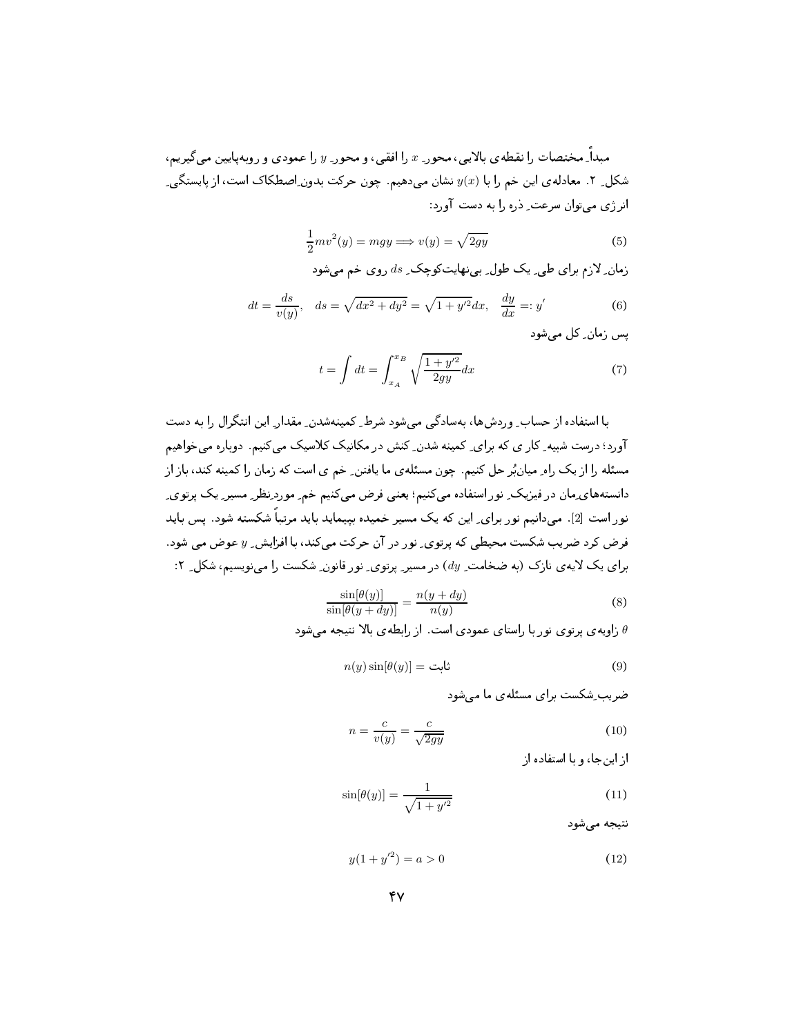مبدأ ِ مختصات را نقطه‌ی بالایی، محورِ $x$ را افقی، و محورِ $y$ را عمودی و روبه‌پایین می‌گیریم، شکلِ ۲. معادله‌ی این خم را با $y(x)$ نشان می‌دهیم. چون حرکت بدونِ‌اصطکاک است، از پایستگی ِ انرژی می‌توان سرعتِ ذره را به دست آورد:

$$\frac{1}{2}mv^2(y) = mgy \Longrightarrow v(y) = \sqrt{2gy} \tag{5}$$

زمانِ لازم برای طی ِ یک طول ِ بی‌نهایت‌کوچکِ $ds$ روی خم می‌شود

$$dt = \frac{ds}{v(y)}, \quad ds = \sqrt{dx^2 + dy^2} = \sqrt{1 + y'^2}dx, \quad \frac{dy}{dx} =: y' \tag{6}$$

پس زمانِ کل می‌شود

$$t = \int dt = \int_{x_A}^{x_B} \sqrt{\frac{1 + y'^2}{2gy}}dx \tag{7}$$

با استفاده از حسابِ وردش‌ها، به‌سادگی می‌شود شرطِ کمینه‌شدنِ مقدارِ این انتگرال را به دست آورد؛ درست شبیه ِ کار ی که برای ِ کمینه شدنِ کنش در مکانیک کلاسیک می‌کنیم. دوباره می‌خواهیم مسئله را از یک راهِ میان‌بُر حل کنیم. چون مسئله‌ی ما یافتنِ خم ی است که زمان را کمینه کند، باز از دانسته‌های‌مان در فیزیکِ نور استفاده می‌کنیم؛ یعنی فرض می‌کنیم خمِ موردِنظر، مسیرِ یک پرتوی ِ نور است [2]. می‌دانیم نور برای ِ این که یک مسیر خمیده بپیماید باید مرتباً شکسته شود. پس باید فرض کرد ضریب شکست محیطی که پرتوی ِ نور در آن حرکت می‌کند، با افزایشِ $y$ عوض می شود. برای یک لایه‌ی نازک (به ضخامتِ $dy$) در مسیرِ پرتوی ِ نور قانونِ شکست را می‌نویسیم، شکلِ ۲:

$$\frac{\sin[\theta(y)]}{\sin[\theta(y + dy)]} = \frac{n(y + dy)}{n(y)} \tag{8}$$

$\theta$ زاویه‌ی پرتوی نور با راستای عمودی است. از رابطه‌ی بالا نتیجه می‌شود

$$n(y)\sin[\theta(y)] = \text{ثابت} \tag{9}$$

ضریب‌شکست برای مسئله‌ی ما می‌شود

$$n = \frac{c}{v(y)} = \frac{c}{\sqrt{2gy}} \tag{10}$$

از این‌جا، و با استفاده از

$$\sin[\theta(y)] = \frac{1}{\sqrt{1 + y'^2}} \tag{11}$$

نتیجه می‌شود

$$y(1 + y'^2) = a > 0 \tag{12}$$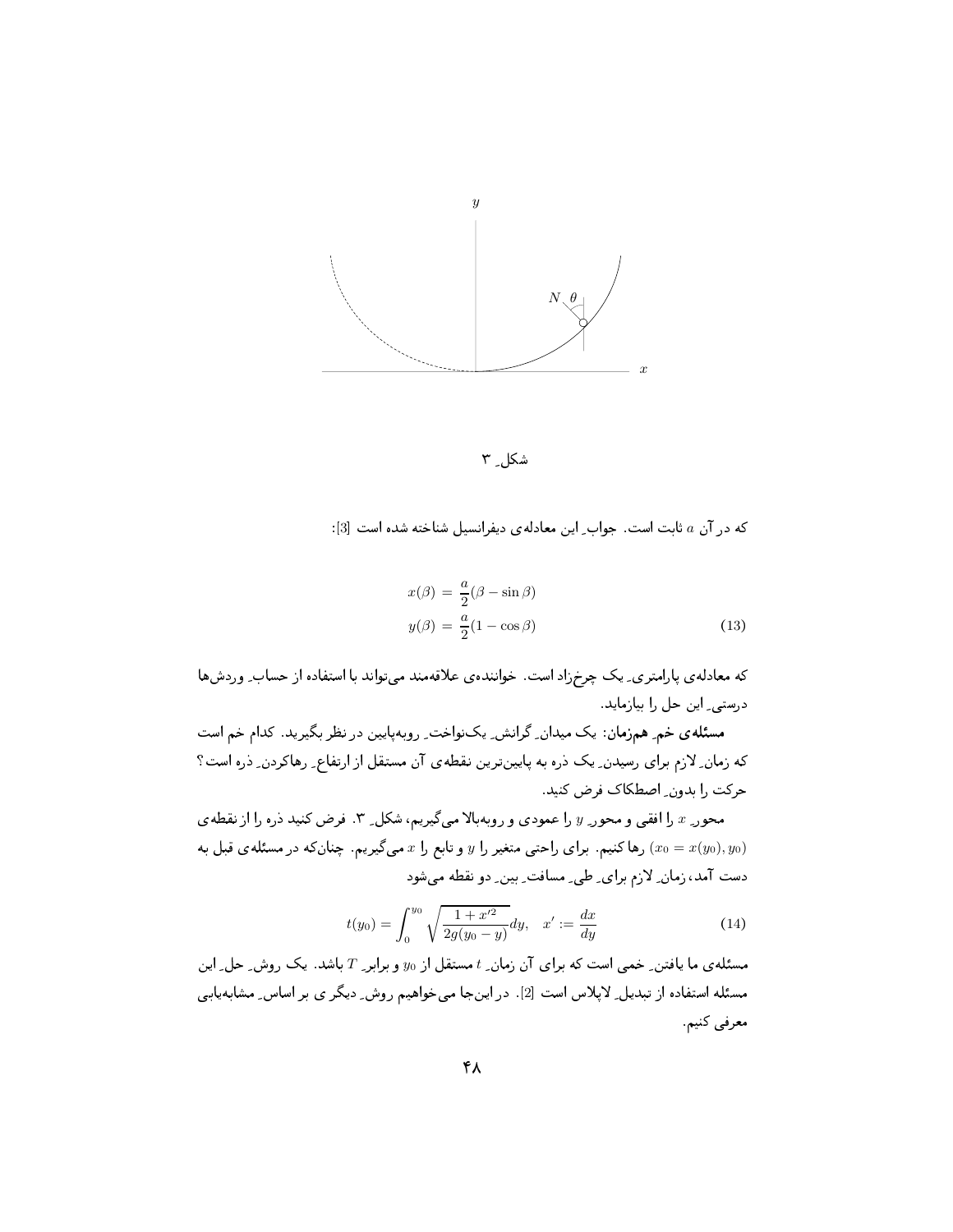شکلِ ۳

که در آن $a$ ثابت است. جوابِ این معادله‌ی دیفرانسیل شناخته شده است [3]:

$$
\begin{aligned}
x(\beta) &= \frac{a}{2}(\beta - \sin\beta) \\
y(\beta) &= \frac{a}{2}(1 - \cos\beta)
\end{aligned}
\tag{13}
$$

که معادله‌ی پارامتریِ یک چرخ‌زاد است. خواننده‌ی علاقه‌مند می‌تواند با استفاده از حسابِ وردش‌ها درستیِ این حل را بیازماید.

**مسئله‌ی خمِ هم‌زمان:** یک میدانِ گرانشِ یک‌نواختِ روبه‌پایین در نظر بگیرید. کدام خم است که زمانِ لازم برای رسیدنِ یک ذره به پایین‌ترین نقطه‌ی آن مستقل از ارتفاعِ رهاکردنِ ذره است؟ حرکت را بدونِ اصطکاک فرض کنید.

محورِ $x$ را افقی و محورِ $y$ را عمودی و روبه‌بالا می‌گیریم، شکلِ ۳. فرض کنید ذره را از نقطه‌ی $(x_0 = x(y_0), y_0)$ رها کنیم. برای راحتی متغیر را $y$ و تابع را $x$ می‌گیریم. چنان‌که در مسئله‌ی قبل به دست آمد، زمانِ لازم برای طیِ مسافتِ بینِ دو نقطه می‌شود

$$
t(y_0) = \int_0^{y_0} \sqrt{\frac{1 + x'^2}{2g(y_0 - y)}}\, dy, \quad x' := \frac{dx}{dy}
\tag{14}
$$

مسئله‌ی ما یافتنِ خمی است که برای آن زمانِ $t$ مستقل از $y_0$ و برابرِ $T$ باشد. یک روشِ حلِ این مسئله استفاده از تبدیلِ لاپلاس است [2]. در این‌جا می‌خواهیم روشِ دیگر ی بر اساسِ مشابه‌یابی معرفی کنیم.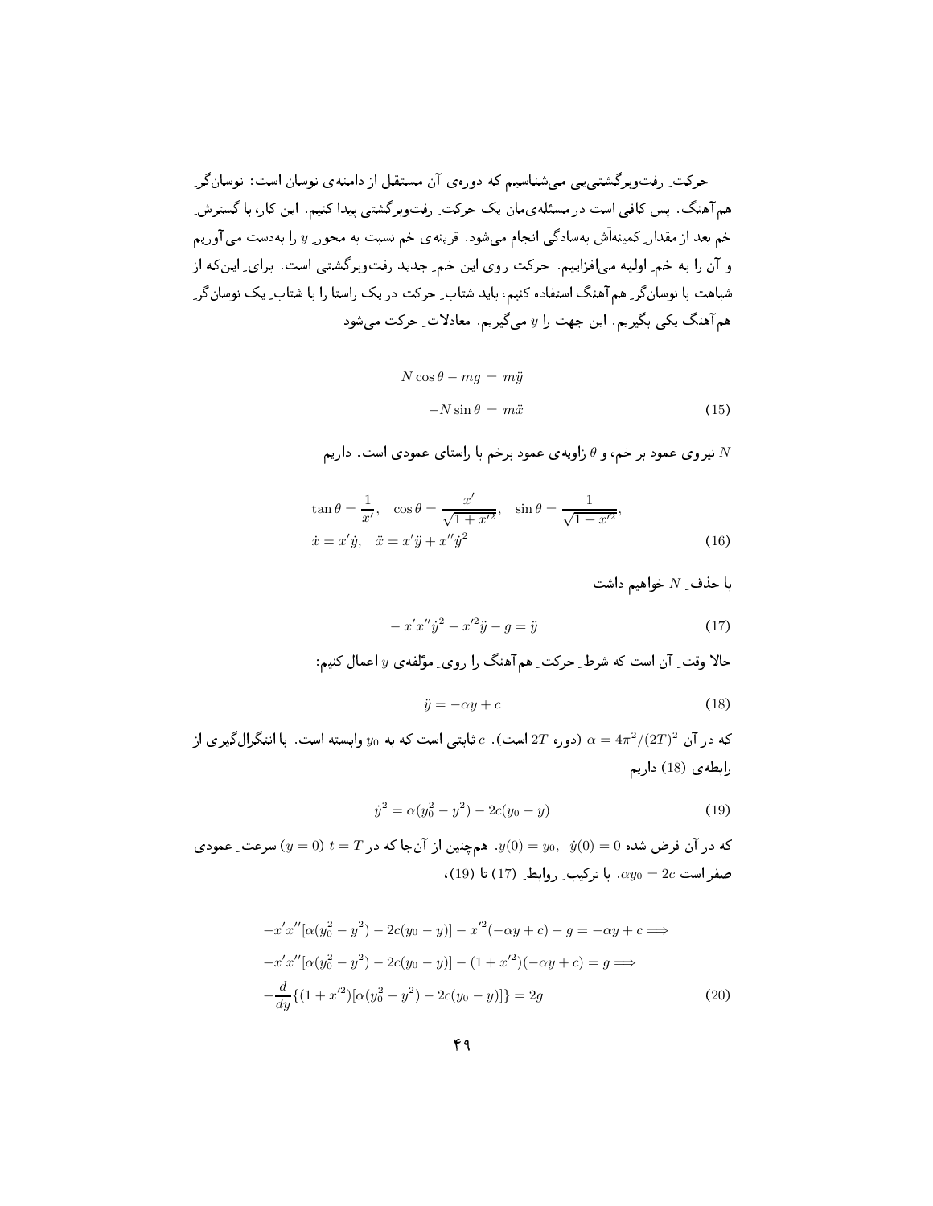حرکتِ رفت‌وبرگشتی‌یی می‌شناسیم که دوره‌ی آن مستقل از دامنه‌ی نوسان است: نوسان‌گرِ هم‌آهنگ. پس کافی است در مسئله‌ی‌مان یک حرکتِ رفت‌وبرگشتی پیدا کنیم. این کار، با گسترشِ خم بعد از مقدارِ کمینه‌اش به‌سادگی انجام می‌شود. قرینه‌ی خم نسبت به محورِ $y$ را به‌دست می‌آوریم و آن را به خمِ اولیه می‌افزاییم. حرکت روی این خمِ جدید رفت‌وبرگشتی است. برایِ این‌که از شباهت با نوسان‌گرِ هم‌آهنگ استفاده کنیم، باید شتابِ حرکت در یک راستا را با شتابِ یک نوسان‌گرِ هم‌آهنگ یکی بگیریم. این جهت را $y$ می‌گیریم. معادلاتِ حرکت می‌شود

$$
\begin{aligned}
N\cos\theta - mg &= m\ddot{y} \\
-N\sin\theta &= m\ddot{x}
\end{aligned}
\tag{15}
$$

$N$ نیروی عمود بر خم، و $\theta$ زاویه‌ی عمود برخم با راستای عمودی است. داریم

$$
\begin{aligned}
&\tan\theta = \frac{1}{x'}, \quad \cos\theta = \frac{x'}{\sqrt{1+x'^2}}, \quad \sin\theta = \frac{1}{\sqrt{1+x'^2}}, \\
&\dot{x} = x'\dot{y}, \quad \ddot{x} = x'\ddot{y} + x''\dot{y}^2
\end{aligned}
\tag{16}
$$

با حذفِ $N$ خواهیم داشت

$$
-x'x''\dot{y}^2 - x'^2\ddot{y} - g = \ddot{y}
\tag{17}
$$

حالا وقتِ آن است که شرطِ حرکتِ هم‌آهنگ را رویِ مؤلفه‌ی $y$ اعمال کنیم:

$$
\ddot{y} = -\alpha y + c
\tag{18}
$$

که در آن $\alpha = 4\pi^2/(2T)^2$ (دوره $2T$ است). $c$ ثابتی است که به $y_0$ وابسته است. با انتگرال‌گیری از رابطه‌ی (18) داریم

$$
\dot{y}^2 = \alpha(y_0^2 - y^2) - 2c(y_0 - y)
\tag{19}
$$

که در آن فرض شده $\dot{y}(0) = 0$، $y(0) = y_0$. هم‌چنین از آن‌جا که در $t = T$ ($y = 0$) سرعتِ عمودی صفر است $\alpha y_0 = 2c$. با ترکیبِ روابطِ (17) تا (19)،

$$
\begin{aligned}
&-x'x''[\alpha(y_0^2 - y^2) - 2c(y_0 - y)] - x'^2(-\alpha y + c) - g = -\alpha y + c \Longrightarrow \\
&-x'x''[\alpha(y_0^2 - y^2) - 2c(y_0 - y)] - (1 + x'^2)(-\alpha y + c) = g \Longrightarrow \\
&-\frac{d}{dy}\{(1 + x'^2)[\alpha(y_0^2 - y^2) - 2c(y_0 - y)]\} = 2g
\end{aligned}
\tag{20}
$$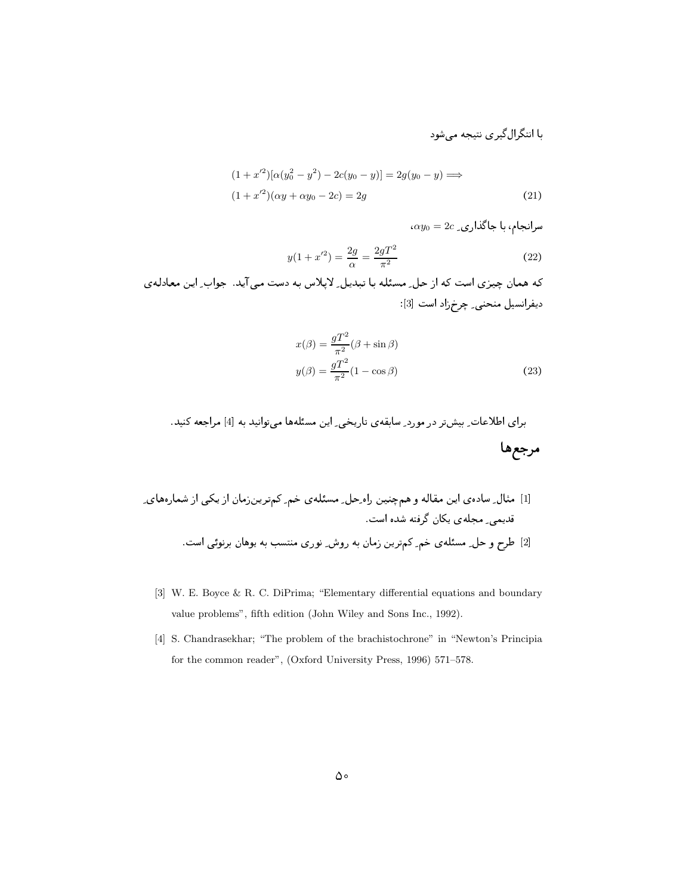با انتگرال‌گیری نتیجه می‌شود

$$
\begin{aligned}
&(1+x'^2)[\alpha(y_0^2-y^2)-2c(y_0-y)] = 2g(y_0-y) \Longrightarrow \\
&(1+x'^2)(\alpha y+\alpha y_0-2c) = 2g
\end{aligned}
\tag{21}
$$

سرانجام، با جاگذاریِ $\alpha y_0 = 2c$،

$$
y(1+x'^2) = \frac{2g}{\alpha} = \frac{2gT^2}{\pi^2}
\tag{22}
$$

که همان چیزی است که از حلِ مسئله با تبدیلِ لاپلاس به دست می‌آید. جوابِ این معادله‌ی دیفرانسیل منحنیِ چرخ‌زاد است [3]:

$$
\begin{aligned}
x(\beta) &= \frac{gT^2}{\pi^2}(\beta+\sin\beta) \\
y(\beta) &= \frac{gT^2}{\pi^2}(1-\cos\beta)
\end{aligned}
\tag{23}
$$

برای اطلاعاتِ بیش‌تر در موردِ سابقه‌ی تاریخیِ این مسئله‌ها می‌توانید به [4] مراجعه کنید.

## مرجع‌ها

[1] مثالِ ساده‌ی این مقاله و هم‌چنین راه‌حلِ مسئله‌ی خمِ کم‌ترین‌زمان از یکی از شماره‌هایِ قدیمیِ مجله‌ی یکان گرفته شده است.

[2] طرح و حلِ مسئله‌ی خمِ کم‌ترین زمان به روشِ نوری منتسب به یوهان برنوئی است.

[3] W. E. Boyce & R. C. DiPrima; "Elementary differential equations and boundary value problems", fifth edition (John Wiley and Sons Inc., 1992).

[4] S. Chandrasekhar; "The problem of the brachistochrone" in "Newton's Principia for the common reader", (Oxford University Press, 1996) 571–578.